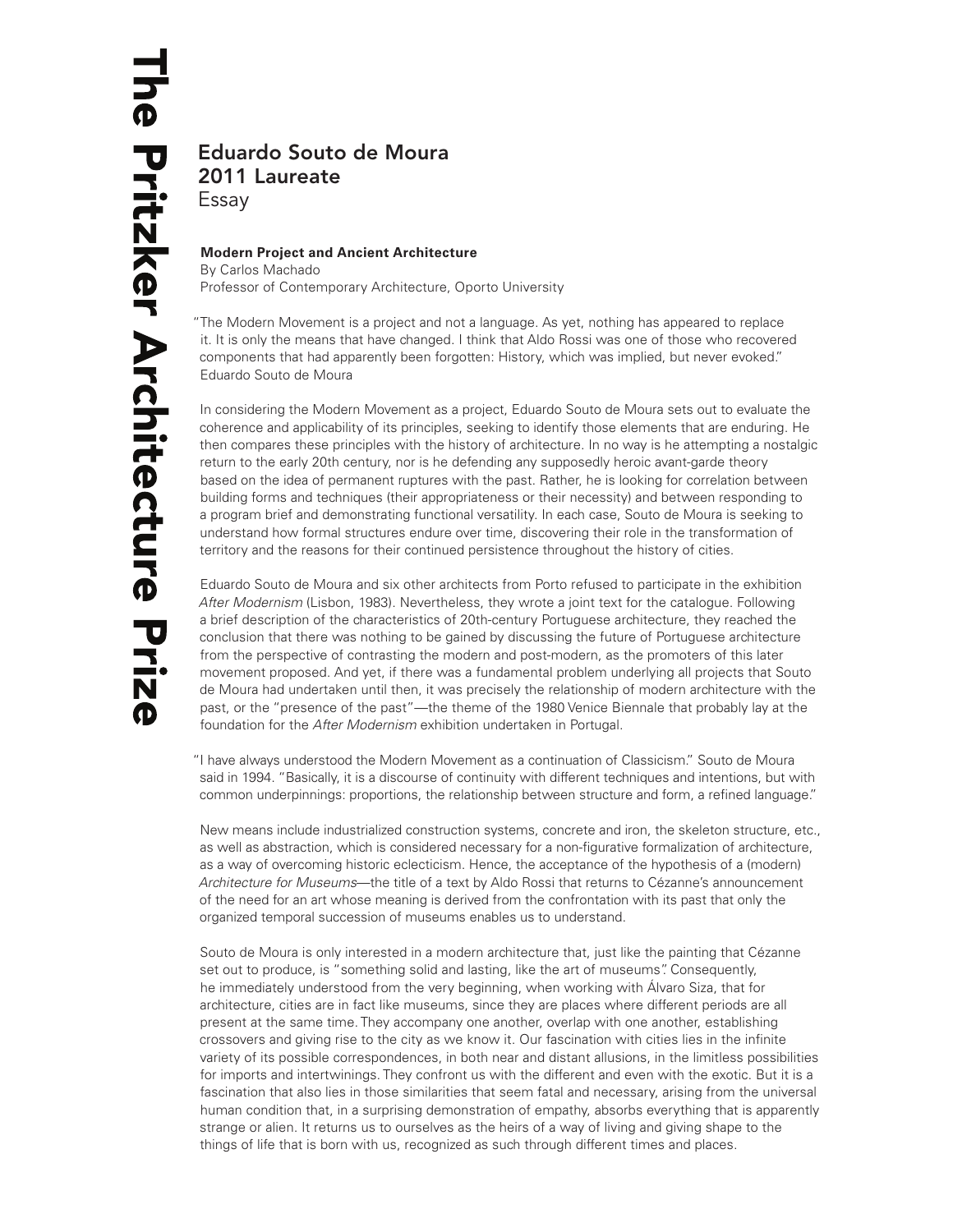# Eduardo Souto de Moura
## 2011 Laureate
Essay

### Modern Project and Ancient Architecture

By Carlos Machado
Professor of Contemporary Architecture, Oporto University

"The Modern Movement is a project and not a language. As yet, nothing has appeared to replace it. It is only the means that have changed. I think that Aldo Rossi was one of those who recovered components that had apparently been forgotten: History, which was implied, but never evoked."
Eduardo Souto de Moura

In considering the Modern Movement as a project, Eduardo Souto de Moura sets out to evaluate the coherence and applicability of its principles, seeking to identify those elements that are enduring. He then compares these principles with the history of architecture. In no way is he attempting a nostalgic return to the early 20th century, nor is he defending any supposedly heroic avant-garde theory based on the idea of permanent ruptures with the past. Rather, he is looking for correlation between building forms and techniques (their appropriateness or their necessity) and between responding to a program brief and demonstrating functional versatility. In each case, Souto de Moura is seeking to understand how formal structures endure over time, discovering their role in the transformation of territory and the reasons for their continued persistence throughout the history of cities.

Eduardo Souto de Moura and six other architects from Porto refused to participate in the exhibition *After Modernism* (Lisbon, 1983). Nevertheless, they wrote a joint text for the catalogue. Following a brief description of the characteristics of 20th-century Portuguese architecture, they reached the conclusion that there was nothing to be gained by discussing the future of Portuguese architecture from the perspective of contrasting the modern and post-modern, as the promoters of this later movement proposed. And yet, if there was a fundamental problem underlying all projects that Souto de Moura had undertaken until then, it was precisely the relationship of modern architecture with the past, or the "presence of the past"—the theme of the 1980 Venice Biennale that probably lay at the foundation for the *After Modernism* exhibition undertaken in Portugal.

"I have always understood the Modern Movement as a continuation of Classicism." Souto de Moura said in 1994. "Basically, it is a discourse of continuity with different techniques and intentions, but with common underpinnings: proportions, the relationship between structure and form, a refined language."

New means include industrialized construction systems, concrete and iron, the skeleton structure, etc., as well as abstraction, which is considered necessary for a non-figurative formalization of architecture, as a way of overcoming historic eclecticism. Hence, the acceptance of the hypothesis of a (modern) *Architecture for Museums*—the title of a text by Aldo Rossi that returns to Cézanne's announcement of the need for an art whose meaning is derived from the confrontation with its past that only the organized temporal succession of museums enables us to understand.

Souto de Moura is only interested in a modern architecture that, just like the painting that Cézanne set out to produce, is "something solid and lasting, like the art of museums". Consequently, he immediately understood from the very beginning, when working with Álvaro Siza, that for architecture, cities are in fact like museums, since they are places where different periods are all present at the same time. They accompany one another, overlap with one another, establishing crossovers and giving rise to the city as we know it. Our fascination with cities lies in the infinite variety of its possible correspondences, in both near and distant allusions, in the limitless possibilities for imports and intertwinings. They confront us with the different and even with the exotic. But it is a fascination that also lies in those similarities that seem fatal and necessary, arising from the universal human condition that, in a surprising demonstration of empathy, absorbs everything that is apparently strange or alien. It returns us to ourselves as the heirs of a way of living and giving shape to the things of life that is born with us, recognized as such through different times and places.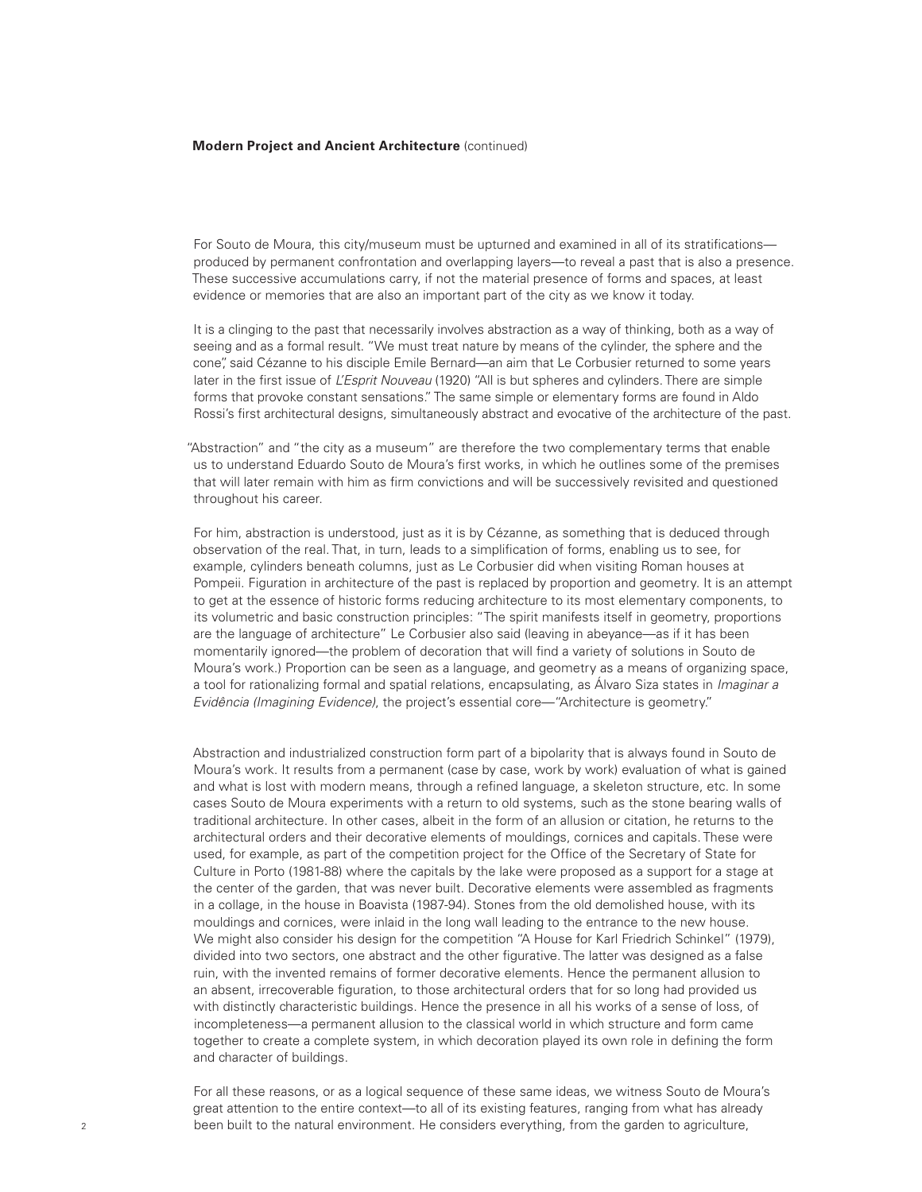**Modern Project and Ancient Architecture** (continued)

For Souto de Moura, this city/museum must be upturned and examined in all of its stratifications—produced by permanent confrontation and overlapping layers—to reveal a past that is also a presence. These successive accumulations carry, if not the material presence of forms and spaces, at least evidence or memories that are also an important part of the city as we know it today.

It is a clinging to the past that necessarily involves abstraction as a way of thinking, both as a way of seeing and as a formal result. "We must treat nature by means of the cylinder, the sphere and the cone", said Cézanne to his disciple Emile Bernard—an aim that Le Corbusier returned to some years later in the first issue of *L'Esprit Nouveau* (1920) "All is but spheres and cylinders. There are simple forms that provoke constant sensations." The same simple or elementary forms are found in Aldo Rossi's first architectural designs, simultaneously abstract and evocative of the architecture of the past.

"Abstraction" and "the city as a museum" are therefore the two complementary terms that enable us to understand Eduardo Souto de Moura's first works, in which he outlines some of the premises that will later remain with him as firm convictions and will be successively revisited and questioned throughout his career.

For him, abstraction is understood, just as it is by Cézanne, as something that is deduced through observation of the real. That, in turn, leads to a simplification of forms, enabling us to see, for example, cylinders beneath columns, just as Le Corbusier did when visiting Roman houses at Pompeii. Figuration in architecture of the past is replaced by proportion and geometry. It is an attempt to get at the essence of historic forms reducing architecture to its most elementary components, to its volumetric and basic construction principles: "The spirit manifests itself in geometry, proportions are the language of architecture" Le Corbusier also said (leaving in abeyance—as if it has been momentarily ignored—the problem of decoration that will find a variety of solutions in Souto de Moura's work.) Proportion can be seen as a language, and geometry as a means of organizing space, a tool for rationalizing formal and spatial relations, encapsulating, as Álvaro Siza states in *Imaginar a Evidência (Imagining Evidence)*, the project's essential core—"Architecture is geometry."

Abstraction and industrialized construction form part of a bipolarity that is always found in Souto de Moura's work. It results from a permanent (case by case, work by work) evaluation of what is gained and what is lost with modern means, through a refined language, a skeleton structure, etc. In some cases Souto de Moura experiments with a return to old systems, such as the stone bearing walls of traditional architecture. In other cases, albeit in the form of an allusion or citation, he returns to the architectural orders and their decorative elements of mouldings, cornices and capitals. These were used, for example, as part of the competition project for the Office of the Secretary of State for Culture in Porto (1981-88) where the capitals by the lake were proposed as a support for a stage at the center of the garden, that was never built. Decorative elements were assembled as fragments in a collage, in the house in Boavista (1987-94). Stones from the old demolished house, with its mouldings and cornices, were inlaid in the long wall leading to the entrance to the new house. We might also consider his design for the competition "A House for Karl Friedrich Schinkel" (1979), divided into two sectors, one abstract and the other figurative. The latter was designed as a false ruin, with the invented remains of former decorative elements. Hence the permanent allusion to an absent, irrecoverable figuration, to those architectural orders that for so long had provided us with distinctly characteristic buildings. Hence the presence in all his works of a sense of loss, of incompleteness—a permanent allusion to the classical world in which structure and form came together to create a complete system, in which decoration played its own role in defining the form and character of buildings.

For all these reasons, or as a logical sequence of these same ideas, we witness Souto de Moura's great attention to the entire context—to all of its existing features, ranging from what has already been built to the natural environment. He considers everything, from the garden to agriculture,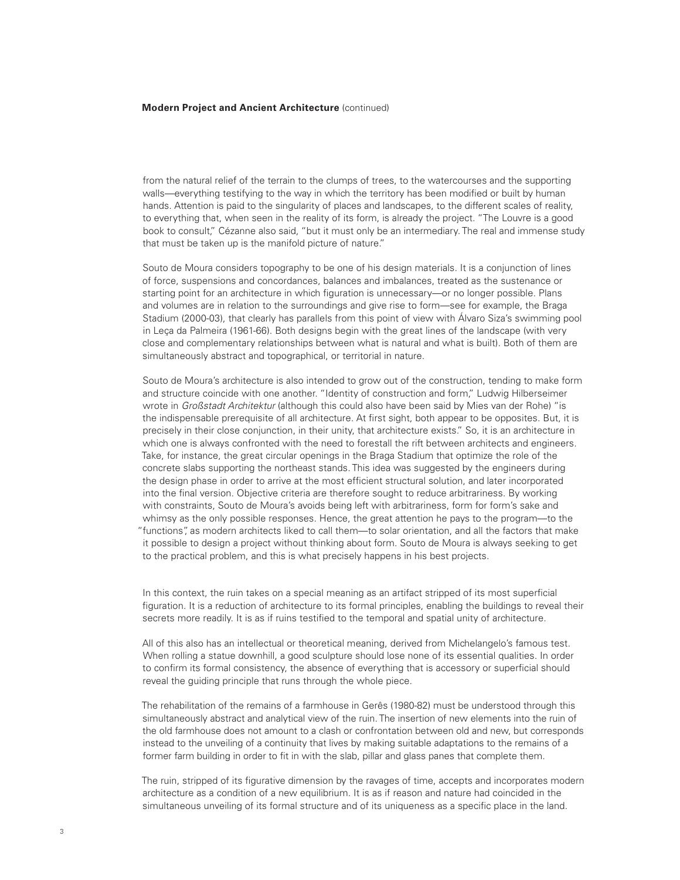**Modern Project and Ancient Architecture** (continued)

from the natural relief of the terrain to the clumps of trees, to the watercourses and the supporting walls—everything testifying to the way in which the territory has been modified or built by human hands. Attention is paid to the singularity of places and landscapes, to the different scales of reality, to everything that, when seen in the reality of its form, is already the project. "The Louvre is a good book to consult," Cézanne also said, "but it must only be an intermediary. The real and immense study that must be taken up is the manifold picture of nature."

Souto de Moura considers topography to be one of his design materials. It is a conjunction of lines of force, suspensions and concordances, balances and imbalances, treated as the sustenance or starting point for an architecture in which figuration is unnecessary—or no longer possible. Plans and volumes are in relation to the surroundings and give rise to form—see for example, the Braga Stadium (2000-03), that clearly has parallels from this point of view with Álvaro Siza's swimming pool in Leça da Palmeira (1961-66). Both designs begin with the great lines of the landscape (with very close and complementary relationships between what is natural and what is built). Both of them are simultaneously abstract and topographical, or territorial in nature.

Souto de Moura's architecture is also intended to grow out of the construction, tending to make form and structure coincide with one another. "Identity of construction and form," Ludwig Hilberseimer wrote in *Großstadt Architektur* (although this could also have been said by Mies van der Rohe) "is the indispensable prerequisite of all architecture. At first sight, both appear to be opposites. But, it is precisely in their close conjunction, in their unity, that architecture exists." So, it is an architecture in which one is always confronted with the need to forestall the rift between architects and engineers. Take, for instance, the great circular openings in the Braga Stadium that optimize the role of the concrete slabs supporting the northeast stands. This idea was suggested by the engineers during the design phase in order to arrive at the most efficient structural solution, and later incorporated into the final version. Objective criteria are therefore sought to reduce arbitrariness. By working with constraints, Souto de Moura's avoids being left with arbitrariness, form for form's sake and whimsy as the only possible responses. Hence, the great attention he pays to the program—to the "functions", as modern architects liked to call them—to solar orientation, and all the factors that make it possible to design a project without thinking about form. Souto de Moura is always seeking to get to the practical problem, and this is what precisely happens in his best projects.

In this context, the ruin takes on a special meaning as an artifact stripped of its most superficial figuration. It is a reduction of architecture to its formal principles, enabling the buildings to reveal their secrets more readily. It is as if ruins testified to the temporal and spatial unity of architecture.

All of this also has an intellectual or theoretical meaning, derived from Michelangelo's famous test. When rolling a statue downhill, a good sculpture should lose none of its essential qualities. In order to confirm its formal consistency, the absence of everything that is accessory or superficial should reveal the guiding principle that runs through the whole piece.

The rehabilitation of the remains of a farmhouse in Gerês (1980-82) must be understood through this simultaneously abstract and analytical view of the ruin. The insertion of new elements into the ruin of the old farmhouse does not amount to a clash or confrontation between old and new, but corresponds instead to the unveiling of a continuity that lives by making suitable adaptations to the remains of a former farm building in order to fit in with the slab, pillar and glass panes that complete them.

The ruin, stripped of its figurative dimension by the ravages of time, accepts and incorporates modern architecture as a condition of a new equilibrium. It is as if reason and nature had coincided in the simultaneous unveiling of its formal structure and of its uniqueness as a specific place in the land.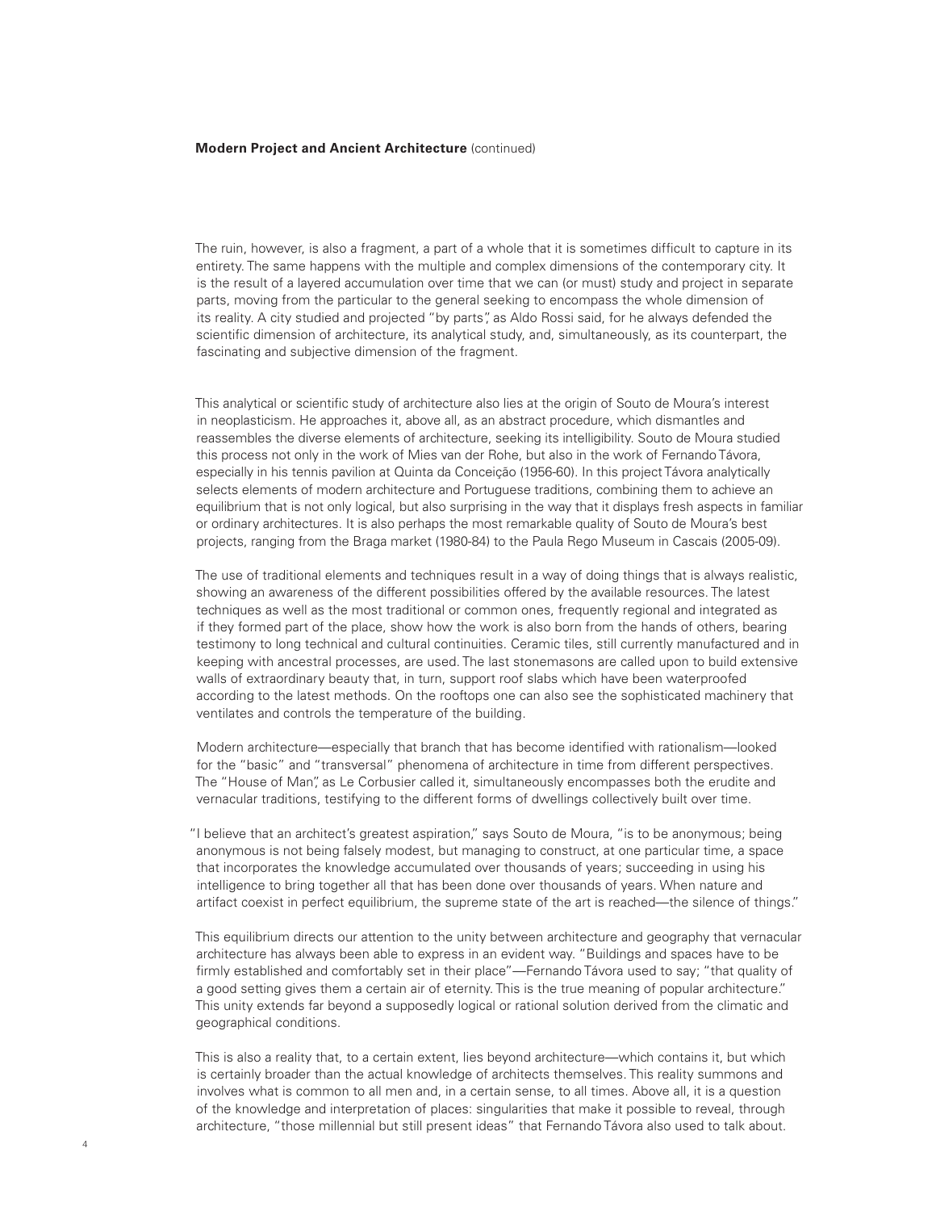**Modern Project and Ancient Architecture** (continued)

The ruin, however, is also a fragment, a part of a whole that it is sometimes difficult to capture in its entirety. The same happens with the multiple and complex dimensions of the contemporary city. It is the result of a layered accumulation over time that we can (or must) study and project in separate parts, moving from the particular to the general seeking to encompass the whole dimension of its reality. A city studied and projected "by parts", as Aldo Rossi said, for he always defended the scientific dimension of architecture, its analytical study, and, simultaneously, as its counterpart, the fascinating and subjective dimension of the fragment.

This analytical or scientific study of architecture also lies at the origin of Souto de Moura's interest in neoplasticism. He approaches it, above all, as an abstract procedure, which dismantles and reassembles the diverse elements of architecture, seeking its intelligibility. Souto de Moura studied this process not only in the work of Mies van der Rohe, but also in the work of Fernando Távora, especially in his tennis pavilion at Quinta da Conceição (1956-60). In this project Távora analytically selects elements of modern architecture and Portuguese traditions, combining them to achieve an equilibrium that is not only logical, but also surprising in the way that it displays fresh aspects in familiar or ordinary architectures. It is also perhaps the most remarkable quality of Souto de Moura's best projects, ranging from the Braga market (1980-84) to the Paula Rego Museum in Cascais (2005-09).

The use of traditional elements and techniques result in a way of doing things that is always realistic, showing an awareness of the different possibilities offered by the available resources. The latest techniques as well as the most traditional or common ones, frequently regional and integrated as if they formed part of the place, show how the work is also born from the hands of others, bearing testimony to long technical and cultural continuities. Ceramic tiles, still currently manufactured and in keeping with ancestral processes, are used. The last stonemasons are called upon to build extensive walls of extraordinary beauty that, in turn, support roof slabs which have been waterproofed according to the latest methods. On the rooftops one can also see the sophisticated machinery that ventilates and controls the temperature of the building.

Modern architecture—especially that branch that has become identified with rationalism—looked for the "basic" and "transversal" phenomena of architecture in time from different perspectives. The "House of Man", as Le Corbusier called it, simultaneously encompasses both the erudite and vernacular traditions, testifying to the different forms of dwellings collectively built over time.

"I believe that an architect's greatest aspiration," says Souto de Moura, "is to be anonymous; being anonymous is not being falsely modest, but managing to construct, at one particular time, a space that incorporates the knowledge accumulated over thousands of years; succeeding in using his intelligence to bring together all that has been done over thousands of years. When nature and artifact coexist in perfect equilibrium, the supreme state of the art is reached—the silence of things."

This equilibrium directs our attention to the unity between architecture and geography that vernacular architecture has always been able to express in an evident way. "Buildings and spaces have to be firmly established and comfortably set in their place"—Fernando Távora used to say; "that quality of a good setting gives them a certain air of eternity. This is the true meaning of popular architecture." This unity extends far beyond a supposedly logical or rational solution derived from the climatic and geographical conditions.

This is also a reality that, to a certain extent, lies beyond architecture—which contains it, but which is certainly broader than the actual knowledge of architects themselves. This reality summons and involves what is common to all men and, in a certain sense, to all times. Above all, it is a question of the knowledge and interpretation of places: singularities that make it possible to reveal, through architecture, "those millennial but still present ideas" that Fernando Távora also used to talk about.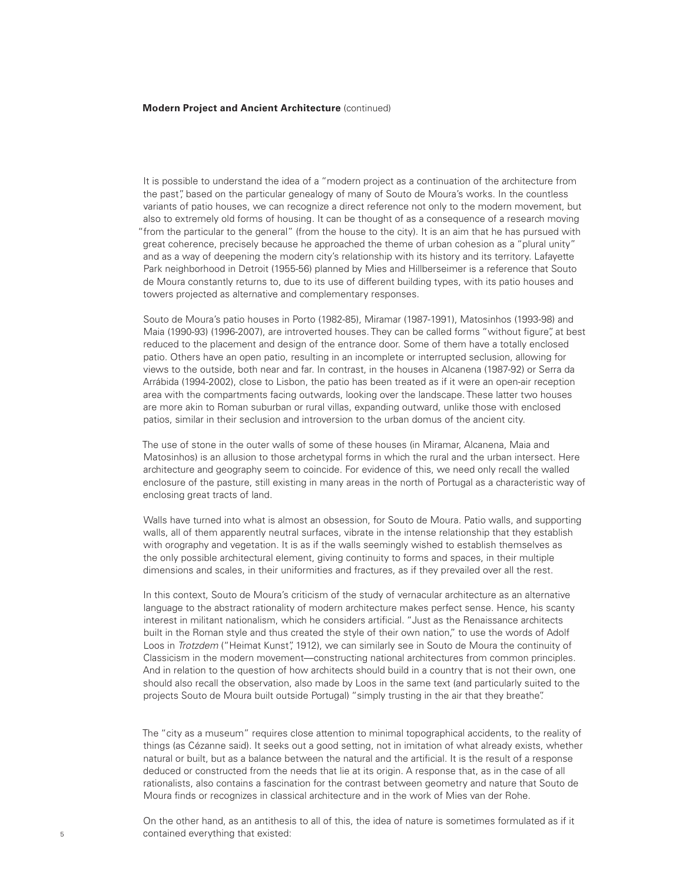**Modern Project and Ancient Architecture** (continued)

It is possible to understand the idea of a "modern project as a continuation of the architecture from the past", based on the particular genealogy of many of Souto de Moura's works. In the countless variants of patio houses, we can recognize a direct reference not only to the modern movement, but also to extremely old forms of housing. It can be thought of as a consequence of a research moving "from the particular to the general" (from the house to the city). It is an aim that he has pursued with great coherence, precisely because he approached the theme of urban cohesion as a "plural unity" and as a way of deepening the modern city's relationship with its history and its territory. Lafayette Park neighborhood in Detroit (1955-56) planned by Mies and Hillberseimer is a reference that Souto de Moura constantly returns to, due to its use of different building types, with its patio houses and towers projected as alternative and complementary responses.

Souto de Moura's patio houses in Porto (1982-85), Miramar (1987-1991), Matosinhos (1993-98) and Maia (1990-93) (1996-2007), are introverted houses. They can be called forms "without figure", at best reduced to the placement and design of the entrance door. Some of them have a totally enclosed patio. Others have an open patio, resulting in an incomplete or interrupted seclusion, allowing for views to the outside, both near and far. In contrast, in the houses in Alcanena (1987-92) or Serra da Arrábida (1994-2002), close to Lisbon, the patio has been treated as if it were an open-air reception area with the compartments facing outwards, looking over the landscape. These latter two houses are more akin to Roman suburban or rural villas, expanding outward, unlike those with enclosed patios, similar in their seclusion and introversion to the urban domus of the ancient city.

The use of stone in the outer walls of some of these houses (in Miramar, Alcanena, Maia and Matosinhos) is an allusion to those archetypal forms in which the rural and the urban intersect. Here architecture and geography seem to coincide. For evidence of this, we need only recall the walled enclosure of the pasture, still existing in many areas in the north of Portugal as a characteristic way of enclosing great tracts of land.

Walls have turned into what is almost an obsession, for Souto de Moura. Patio walls, and supporting walls, all of them apparently neutral surfaces, vibrate in the intense relationship that they establish with orography and vegetation. It is as if the walls seemingly wished to establish themselves as the only possible architectural element, giving continuity to forms and spaces, in their multiple dimensions and scales, in their uniformities and fractures, as if they prevailed over all the rest.

In this context, Souto de Moura's criticism of the study of vernacular architecture as an alternative language to the abstract rationality of modern architecture makes perfect sense. Hence, his scanty interest in militant nationalism, which he considers artificial. "Just as the Renaissance architects built in the Roman style and thus created the style of their own nation," to use the words of Adolf Loos in *Trotzdem* ("Heimat Kunst", 1912), we can similarly see in Souto de Moura the continuity of Classicism in the modern movement—constructing national architectures from common principles. And in relation to the question of how architects should build in a country that is not their own, one should also recall the observation, also made by Loos in the same text (and particularly suited to the projects Souto de Moura built outside Portugal) "simply trusting in the air that they breathe".

The "city as a museum" requires close attention to minimal topographical accidents, to the reality of things (as Cézanne said). It seeks out a good setting, not in imitation of what already exists, whether natural or built, but as a balance between the natural and the artificial. It is the result of a response deduced or constructed from the needs that lie at its origin. A response that, as in the case of all rationalists, also contains a fascination for the contrast between geometry and nature that Souto de Moura finds or recognizes in classical architecture and in the work of Mies van der Rohe.

On the other hand, as an antithesis to all of this, the idea of nature is sometimes formulated as if it contained everything that existed: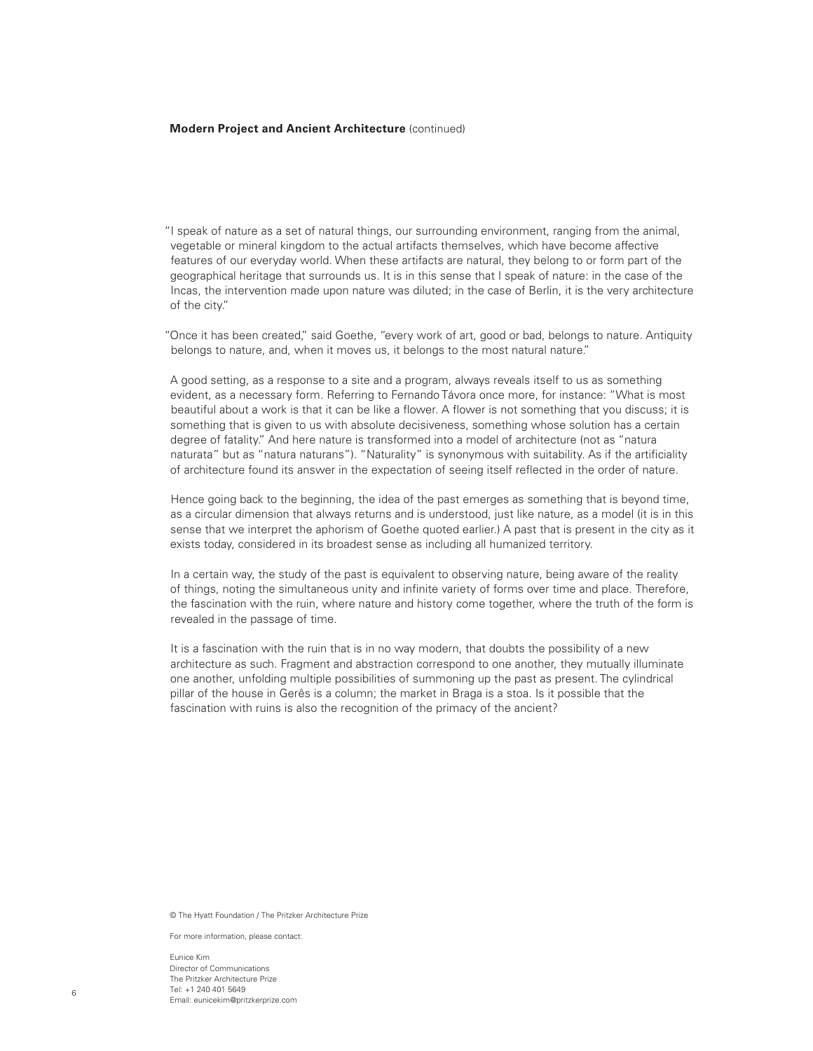**Modern Project and Ancient Architecture** (continued)

"I speak of nature as a set of natural things, our surrounding environment, ranging from the animal, vegetable or mineral kingdom to the actual artifacts themselves, which have become affective features of our everyday world. When these artifacts are natural, they belong to or form part of the geographical heritage that surrounds us. It is in this sense that I speak of nature: in the case of the Incas, the intervention made upon nature was diluted; in the case of Berlin, it is the very architecture of the city."

"Once it has been created," said Goethe, "every work of art, good or bad, belongs to nature. Antiquity belongs to nature, and, when it moves us, it belongs to the most natural nature."

A good setting, as a response to a site and a program, always reveals itself to us as something evident, as a necessary form. Referring to Fernando Távora once more, for instance: "What is most beautiful about a work is that it can be like a flower. A flower is not something that you discuss; it is something that is given to us with absolute decisiveness, something whose solution has a certain degree of fatality." And here nature is transformed into a model of architecture (not as "natura naturata" but as "natura naturans"). "Naturality" is synonymous with suitability. As if the artificiality of architecture found its answer in the expectation of seeing itself reflected in the order of nature.

Hence going back to the beginning, the idea of the past emerges as something that is beyond time, as a circular dimension that always returns and is understood, just like nature, as a model (it is in this sense that we interpret the aphorism of Goethe quoted earlier.) A past that is present in the city as it exists today, considered in its broadest sense as including all humanized territory.

In a certain way, the study of the past is equivalent to observing nature, being aware of the reality of things, noting the simultaneous unity and infinite variety of forms over time and place. Therefore, the fascination with the ruin, where nature and history come together, where the truth of the form is revealed in the passage of time.

It is a fascination with the ruin that is in no way modern, that doubts the possibility of a new architecture as such. Fragment and abstraction correspond to one another, they mutually illuminate one another, unfolding multiple possibilities of summoning up the past as present. The cylindrical pillar of the house in Gerês is a column; the market in Braga is a stoa. Is it possible that the fascination with ruins is also the recognition of the primacy of the ancient?

© The Hyatt Foundation / The Pritzker Architecture Prize

For more information, please contact:

Eunice Kim
Director of Communications
The Pritzker Architecture Prize
Tel: +1 240 401 5649
Email: eunicekim@pritzkerprize.com